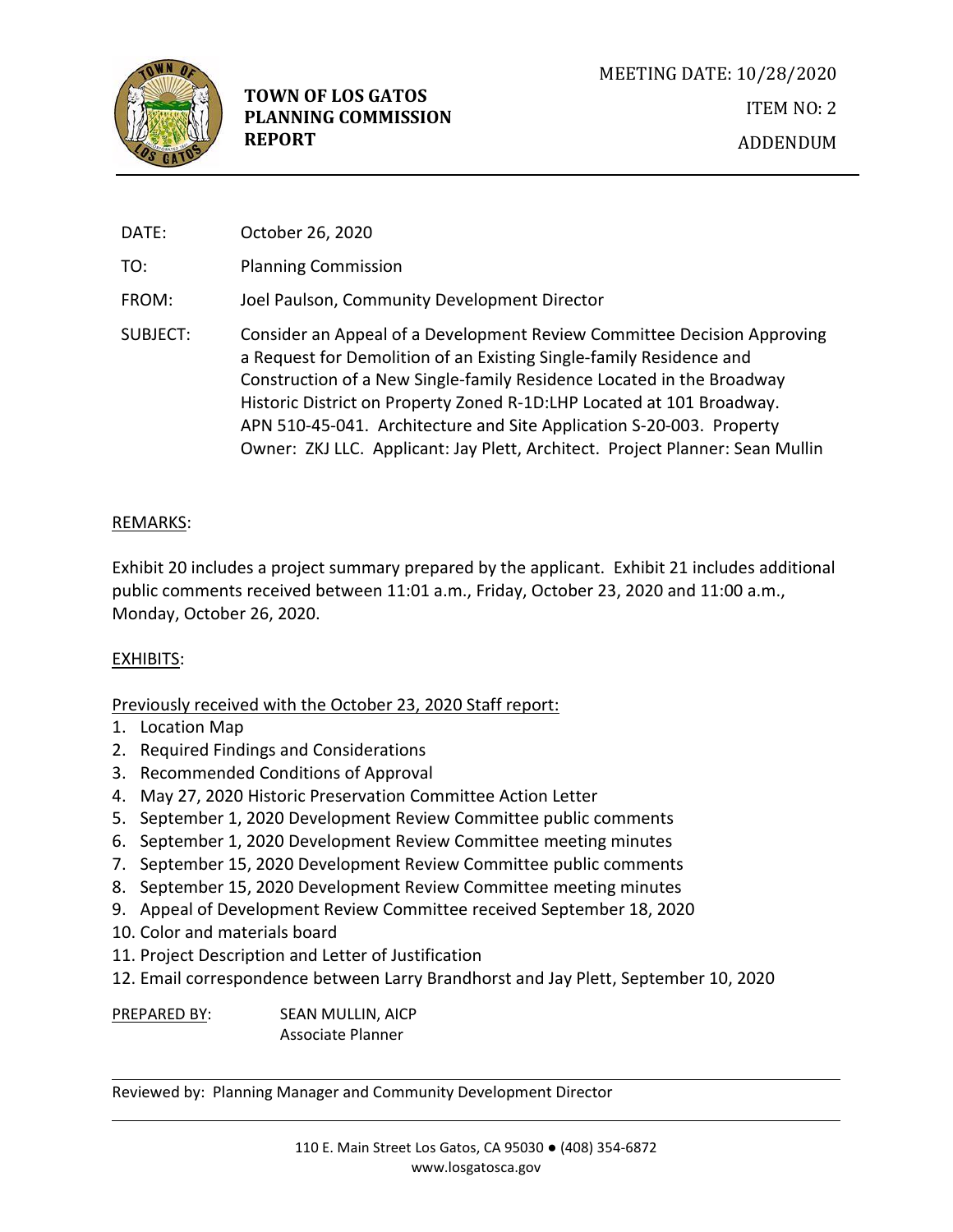**TOWN OF LOS GATOS**
**PLANNING COMMISSION**
**REPORT**

MEETING DATE: 10/28/2020

ITEM NO: 2

ADDENDUM

DATE: October 26, 2020

TO: Planning Commission

FROM: Joel Paulson, Community Development Director

SUBJECT: Consider an Appeal of a Development Review Committee Decision Approving a Request for Demolition of an Existing Single-family Residence and Construction of a New Single-family Residence Located in the Broadway Historic District on Property Zoned R-1D:LHP Located at 101 Broadway. APN 510-45-041. Architecture and Site Application S-20-003. Property Owner: ZKJ LLC. Applicant: Jay Plett, Architect. Project Planner: Sean Mullin

REMARKS:

Exhibit 20 includes a project summary prepared by the applicant. Exhibit 21 includes additional public comments received between 11:01 a.m., Friday, October 23, 2020 and 11:00 a.m., Monday, October 26, 2020.

EXHIBITS:

Previously received with the October 23, 2020 Staff report:

1. Location Map
2. Required Findings and Considerations
3. Recommended Conditions of Approval
4. May 27, 2020 Historic Preservation Committee Action Letter
5. September 1, 2020 Development Review Committee public comments
6. September 1, 2020 Development Review Committee meeting minutes
7. September 15, 2020 Development Review Committee public comments
8. September 15, 2020 Development Review Committee meeting minutes
9. Appeal of Development Review Committee received September 18, 2020
10. Color and materials board
11. Project Description and Letter of Justification
12. Email correspondence between Larry Brandhorst and Jay Plett, September 10, 2020

PREPARED BY: SEAN MULLIN, AICP
Associate Planner

Reviewed by: Planning Manager and Community Development Director

110 E. Main Street Los Gatos, CA 95030 ● (408) 354-6872
www.losgatosca.gov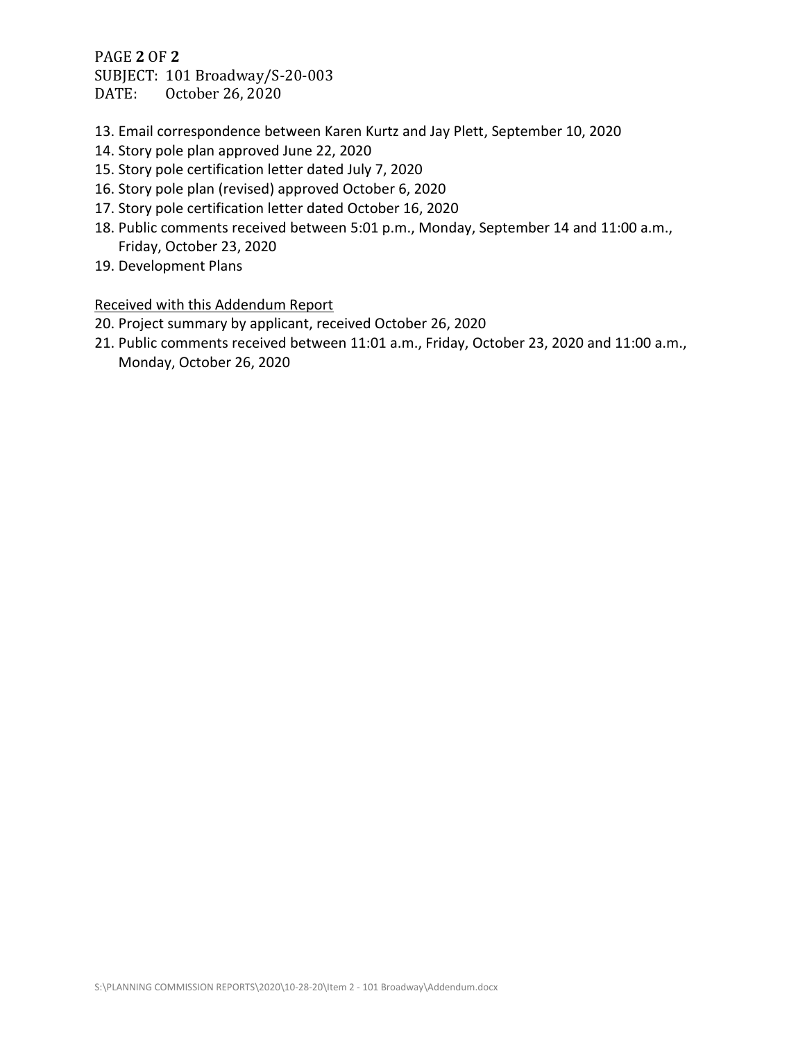13. Email correspondence between Karen Kurtz and Jay Plett, September 10, 2020
14. Story pole plan approved June 22, 2020
15. Story pole certification letter dated July 7, 2020
16. Story pole plan (revised) approved October 6, 2020
17. Story pole certification letter dated October 16, 2020
18. Public comments received between 5:01 p.m., Monday, September 14 and 11:00 a.m., Friday, October 23, 2020
19. Development Plans

<u>Received with this Addendum Report</u>

20. Project summary by applicant, received October 26, 2020
21. Public comments received between 11:01 a.m., Friday, October 23, 2020 and 11:00 a.m., Monday, October 26, 2020